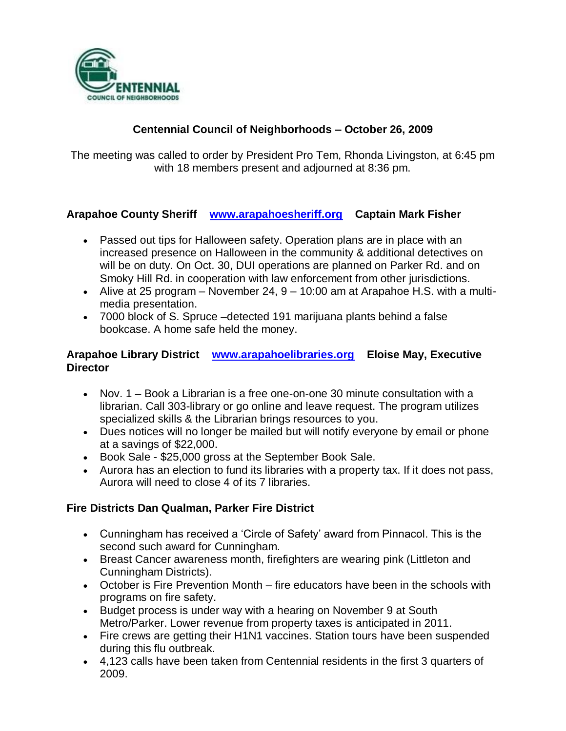# Centennial Council of Neighborhoods – October 26, 2009

The meeting was called to order by President Pro Tem, Rhonda Livingston, at 6:45 pm with 18 members present and adjourned at 8:36 pm.

### Arapahoe County Sheriff [www.arapahoesheriff.org](http://www.arapahoesheriff.org) Captain Mark Fisher

- Passed out tips for Halloween safety. Operation plans are in place with an increased presence on Halloween in the community & additional detectives on will be on duty. On Oct. 30, DUI operations are planned on Parker Rd. and on Smoky Hill Rd. in cooperation with law enforcement from other jurisdictions.
- Alive at 25 program – November 24, 9 – 10:00 am at Arapahoe H.S. with a multi-media presentation.
- 7000 block of S. Spruce –detected 191 marijuana plants behind a false bookcase. A home safe held the money.

### Arapahoe Library District [www.arapahoelibraries.org](http://www.arapahoelibraries.org) Eloise May, Executive Director

- Nov. 1 – Book a Librarian is a free one-on-one 30 minute consultation with a librarian. Call 303-library or go online and leave request. The program utilizes specialized skills & the Librarian brings resources to you.
- Dues notices will no longer be mailed but will notify everyone by email or phone at a savings of $22,000.
- Book Sale - $25,000 gross at the September Book Sale.
- Aurora has an election to fund its libraries with a property tax. If it does not pass, Aurora will need to close 4 of its 7 libraries.

### Fire Districts Dan Qualman, Parker Fire District

- Cunningham has received a 'Circle of Safety' award from Pinnacol. This is the second such award for Cunningham.
- Breast Cancer awareness month, firefighters are wearing pink (Littleton and Cunningham Districts).
- October is Fire Prevention Month – fire educators have been in the schools with programs on fire safety.
- Budget process is under way with a hearing on November 9 at South Metro/Parker. Lower revenue from property taxes is anticipated in 2011.
- Fire crews are getting their H1N1 vaccines. Station tours have been suspended during this flu outbreak.
- 4,123 calls have been taken from Centennial residents in the first 3 quarters of 2009.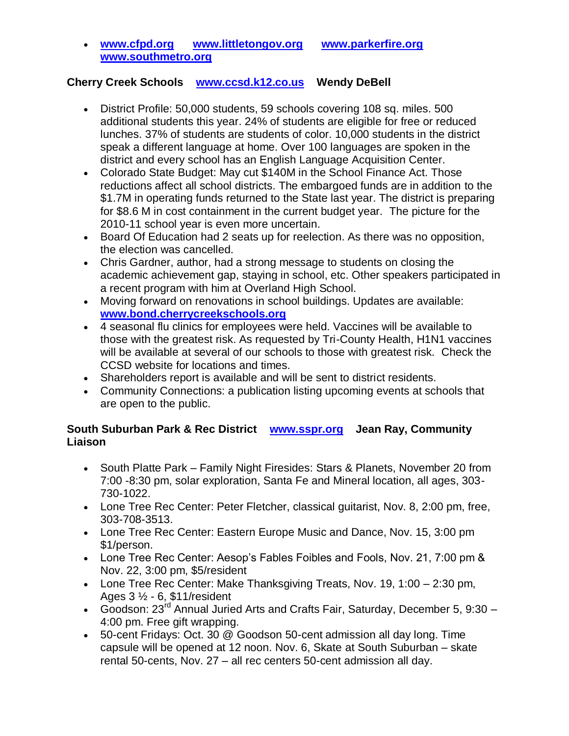- **www.cfpd.org** **www.littletongov.org** **www.parkerfire.org** **www.southmetro.org**

**Cherry Creek Schools** **www.ccsd.k12.co.us** **Wendy DeBell**

- District Profile: 50,000 students, 59 schools covering 108 sq. miles. 500 additional students this year. 24% of students are eligible for free or reduced lunches. 37% of students are students of color. 10,000 students in the district speak a different language at home. Over 100 languages are spoken in the district and every school has an English Language Acquisition Center.
- Colorado State Budget: May cut $140M in the School Finance Act. Those reductions affect all school districts. The embargoed funds are in addition to the $1.7M in operating funds returned to the State last year. The district is preparing for $8.6 M in cost containment in the current budget year. The picture for the 2010-11 school year is even more uncertain.
- Board Of Education had 2 seats up for reelection. As there was no opposition, the election was cancelled.
- Chris Gardner, author, had a strong message to students on closing the academic achievement gap, staying in school, etc. Other speakers participated in a recent program with him at Overland High School.
- Moving forward on renovations in school buildings. Updates are available: **www.bond.cherrycreekschools.org**
- 4 seasonal flu clinics for employees were held. Vaccines will be available to those with the greatest risk. As requested by Tri-County Health, H1N1 vaccines will be available at several of our schools to those with greatest risk. Check the CCSD website for locations and times.
- Shareholders report is available and will be sent to district residents.
- Community Connections: a publication listing upcoming events at schools that are open to the public.

**South Suburban Park & Rec District** **www.sspr.org** **Jean Ray, Community Liaison**

- South Platte Park – Family Night Firesides: Stars & Planets, November 20 from 7:00 -8:30 pm, solar exploration, Santa Fe and Mineral location, all ages, 303-730-1022.
- Lone Tree Rec Center: Peter Fletcher, classical guitarist, Nov. 8, 2:00 pm, free, 303-708-3513.
- Lone Tree Rec Center: Eastern Europe Music and Dance, Nov. 15, 3:00 pm $1/person.
- Lone Tree Rec Center: Aesop's Fables Foibles and Fools, Nov. 21, 7:00 pm & Nov. 22, 3:00 pm, $5/resident
- Lone Tree Rec Center: Make Thanksgiving Treats, Nov. 19, 1:00 – 2:30 pm, Ages 3 ½ - 6, $11/resident
- Goodson: 23rd Annual Juried Arts and Crafts Fair, Saturday, December 5, 9:30 – 4:00 pm. Free gift wrapping.
- 50-cent Fridays: Oct. 30 @ Goodson 50-cent admission all day long. Time capsule will be opened at 12 noon. Nov. 6, Skate at South Suburban – skate rental 50-cents, Nov. 27 – all rec centers 50-cent admission all day.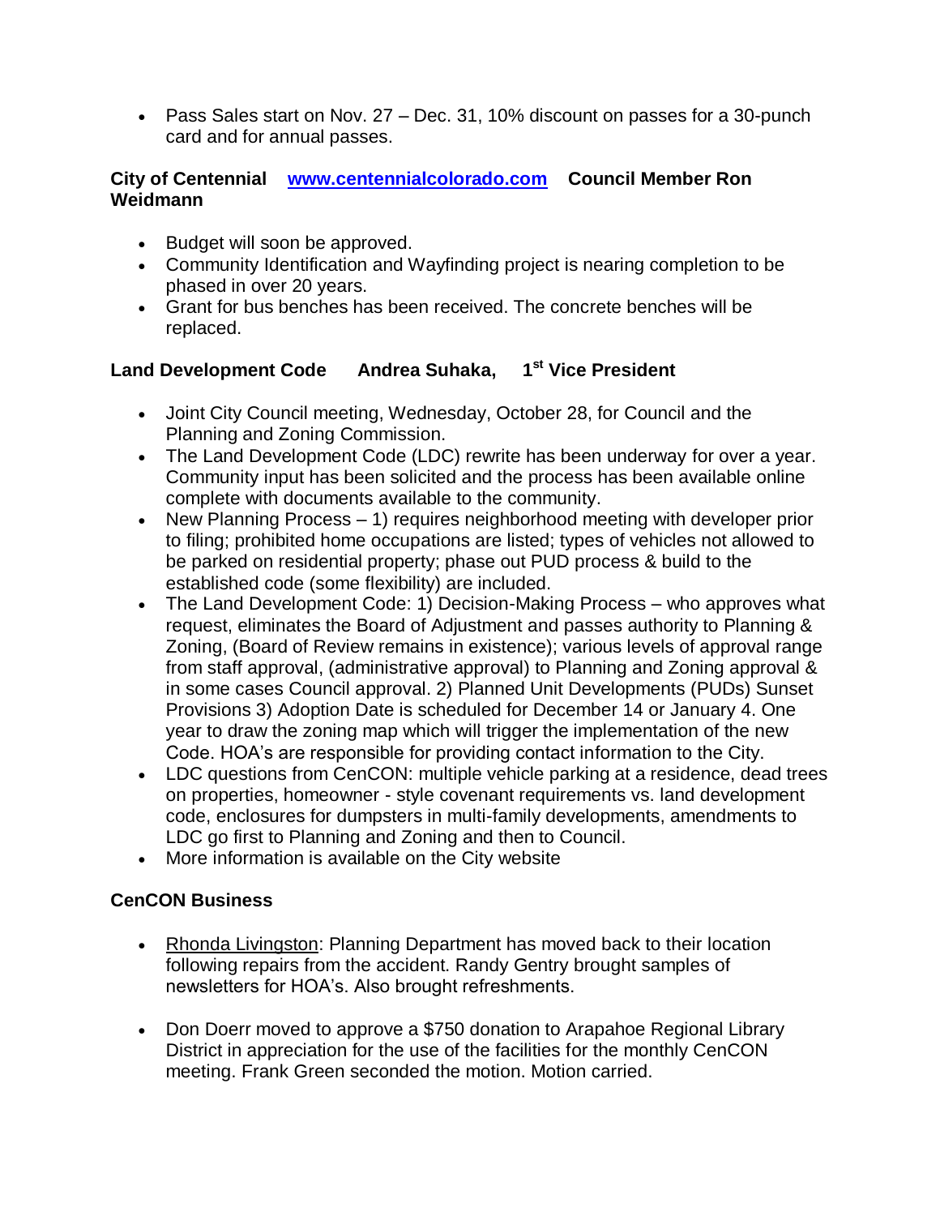- Pass Sales start on Nov. 27 – Dec. 31, 10% discount on passes for a 30-punch card and for annual passes.

**City of Centennial** [**www.centennialcolorado.com**](http://www.centennialcolorado.com) **Council Member Ron Weidmann**

- Budget will soon be approved.
- Community Identification and Wayfinding project is nearing completion to be phased in over 20 years.
- Grant for bus benches has been received. The concrete benches will be replaced.

**Land Development Code Andrea Suhaka, 1st Vice President**

- Joint City Council meeting, Wednesday, October 28, for Council and the Planning and Zoning Commission.
- The Land Development Code (LDC) rewrite has been underway for over a year. Community input has been solicited and the process has been available online complete with documents available to the community.
- New Planning Process – 1) requires neighborhood meeting with developer prior to filing; prohibited home occupations are listed; types of vehicles not allowed to be parked on residential property; phase out PUD process & build to the established code (some flexibility) are included.
- The Land Development Code: 1) Decision-Making Process – who approves what request, eliminates the Board of Adjustment and passes authority to Planning & Zoning, (Board of Review remains in existence); various levels of approval range from staff approval, (administrative approval) to Planning and Zoning approval & in some cases Council approval. 2) Planned Unit Developments (PUDs) Sunset Provisions 3) Adoption Date is scheduled for December 14 or January 4. One year to draw the zoning map which will trigger the implementation of the new Code. HOA's are responsible for providing contact information to the City.
- LDC questions from CenCON: multiple vehicle parking at a residence, dead trees on properties, homeowner - style covenant requirements vs. land development code, enclosures for dumpsters in multi-family developments, amendments to LDC go first to Planning and Zoning and then to Council.
- More information is available on the City website

**CenCON Business**

- Rhonda Livingston: Planning Department has moved back to their location following repairs from the accident. Randy Gentry brought samples of newsletters for HOA's. Also brought refreshments.

- Don Doerr moved to approve a $750 donation to Arapahoe Regional Library District in appreciation for the use of the facilities for the monthly CenCON meeting. Frank Green seconded the motion. Motion carried.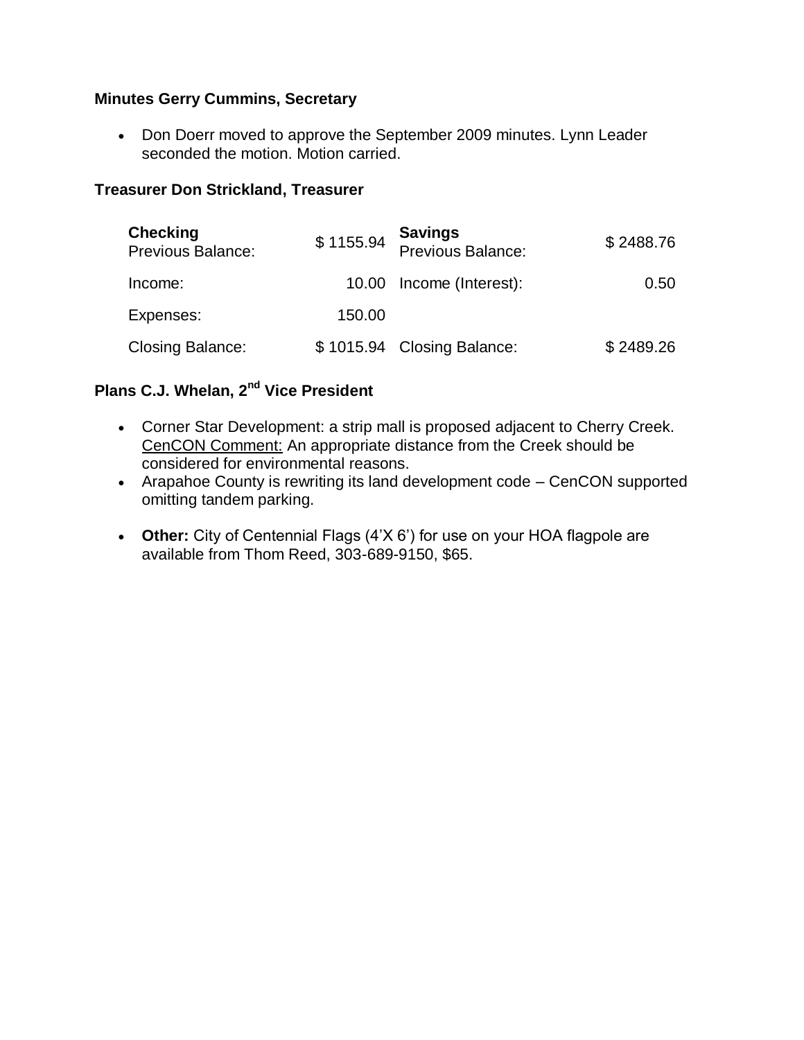**Minutes Gerry Cummins, Secretary**

- Don Doerr moved to approve the September 2009 minutes. Lynn Leader seconded the motion. Motion carried.

**Treasurer Don Strickland, Treasurer**

| | | | |
|---|---|---|---|
| **Checking** Previous Balance: | $ 1155.94 | **Savings** Previous Balance: | $ 2488.76 |
| Income: | 10.00 | Income (Interest): | 0.50 |
| Expenses: | 150.00 | | |
| Closing Balance: | $ 1015.94 | Closing Balance: | $ 2489.26 |

**Plans C.J. Whelan, 2nd Vice President**

- Corner Star Development: a strip mall is proposed adjacent to Cherry Creek. CenCON Comment: An appropriate distance from the Creek should be considered for environmental reasons.
- Arapahoe County is rewriting its land development code – CenCON supported omitting tandem parking.

- **Other:** City of Centennial Flags (4'X 6') for use on your HOA flagpole are available from Thom Reed, 303-689-9150, $65.